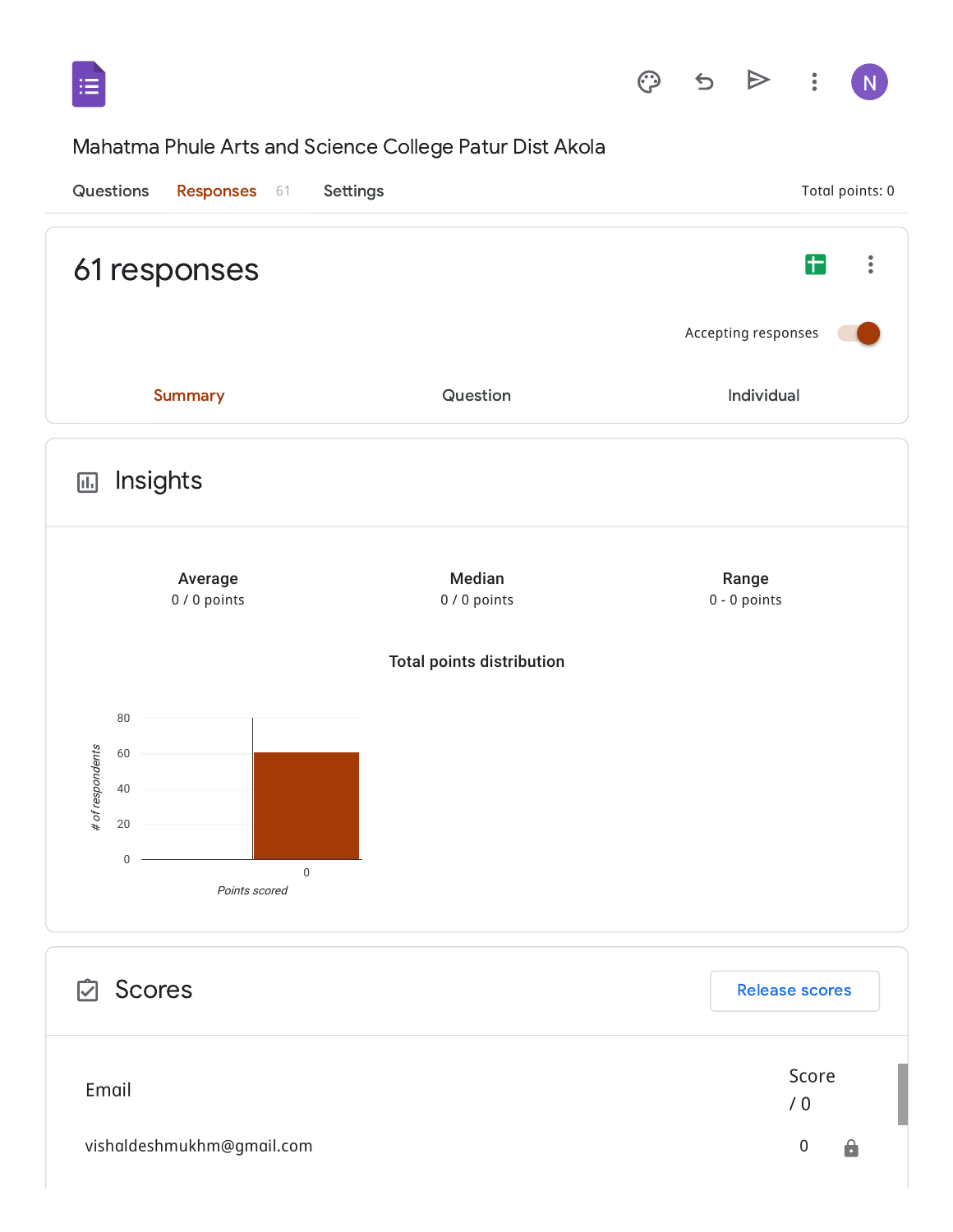Mahatma Phule Arts and Science College Patur Dist Akola

Questions | Responses 61 | Settings | Total points: 0

# 61 responses

Accepting responses

Summary | Question | Individual

## Insights

| Average | Median | Range |
| --- | --- | --- |
| 0 / 0 points | 0 / 0 points | 0 - 0 points |

**Total points distribution**

# of respondents: 80, 60, 40, 20, 0

Points scored: 0

## Scores

Release scores

| Email | Score / 0 |
| --- | --- |
| vishaldeshmukhm@gmail.com | 0 |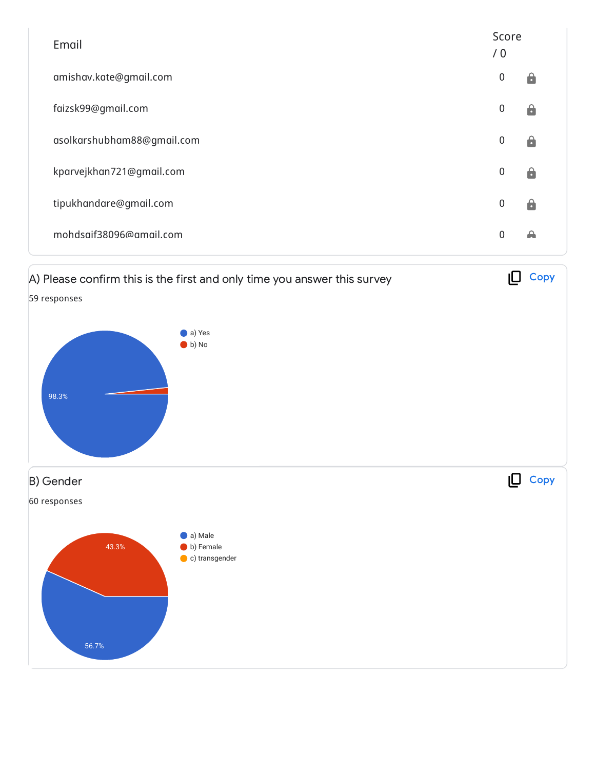| Email | Score / 0 |
| --- | --- |
| amishav.kate@gmail.com | 0 |
| faizsk99@gmail.com | 0 |
| asolkarshubham88@gmail.com | 0 |
| kparvejkhan721@gmail.com | 0 |
| tipukhandare@gmail.com | 0 |
| mohdsaif38096@gmail.com | 0 |

A) Please confirm this is the first and only time you answer this survey

59 responses

- a) Yes
- b) No

98.3%

B) Gender

60 responses

- a) Male
- b) Female
- c) transgender

43.3%

56.7%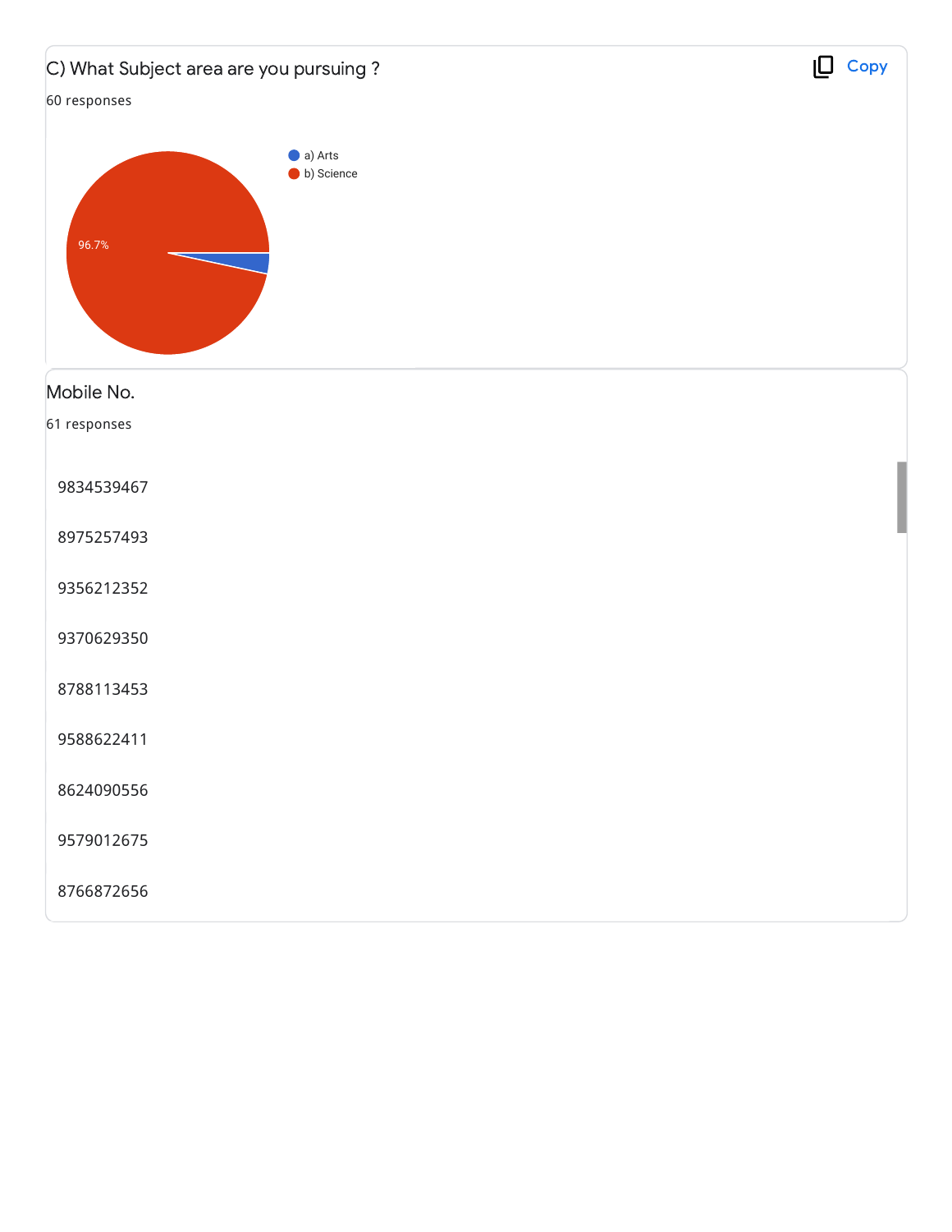### C) What Subject area are you pursuing ?

60 responses

- a) Arts
- b) Science

96.7%

### Mobile No.

61 responses

9834539467

8975257493

9356212352

9370629350

8788113453

9588622411

8624090556

9579012675

8766872656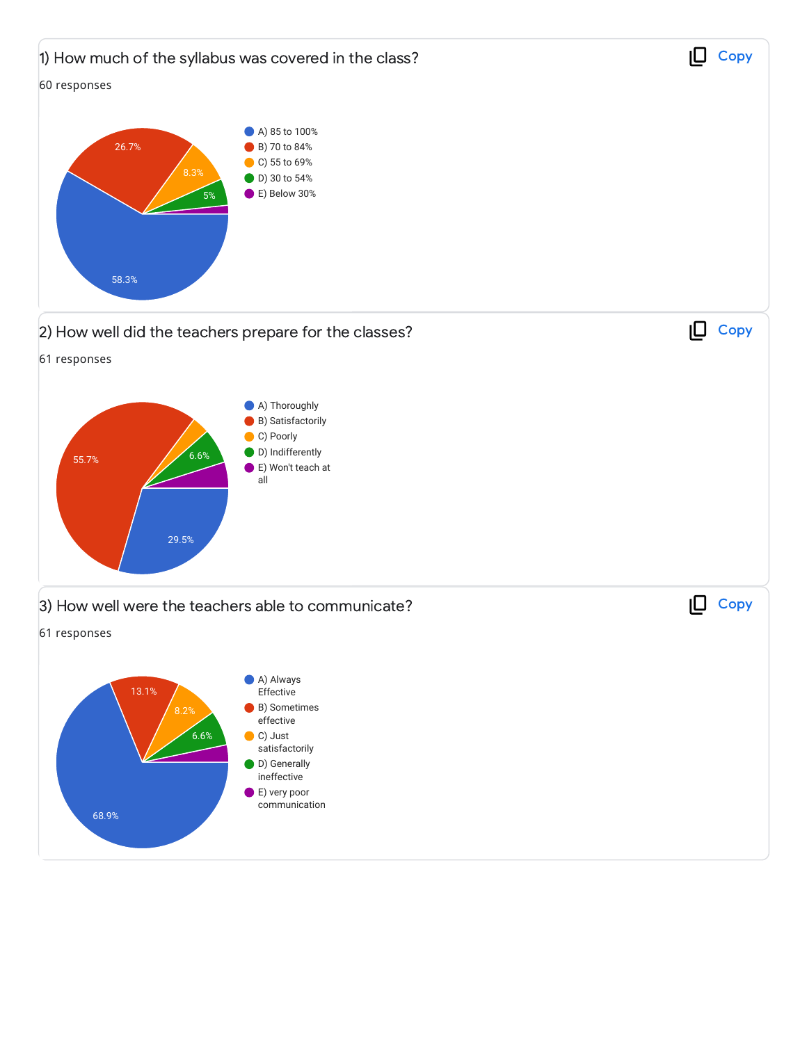## 1) How much of the syllabus was covered in the class?

60 responses

- A) 85 to 100% — 58.3%
- B) 70 to 84% — 26.7%
- C) 55 to 69% — 8.3%
- D) 30 to 54% — 5%
- E) Below 30%

## 2) How well did the teachers prepare for the classes?

61 responses

- A) Thoroughly — 29.5%
- B) Satisfactorily — 55.7%
- C) Poorly
- D) Indifferently — 6.6%
- E) Won't teach at all

## 3) How well were the teachers able to communicate?

61 responses

- A) Always Effective — 68.9%
- B) Sometimes effective — 13.1%
- C) Just satisfactorily — 8.2%
- D) Generally ineffective — 6.6%
- E) very poor communication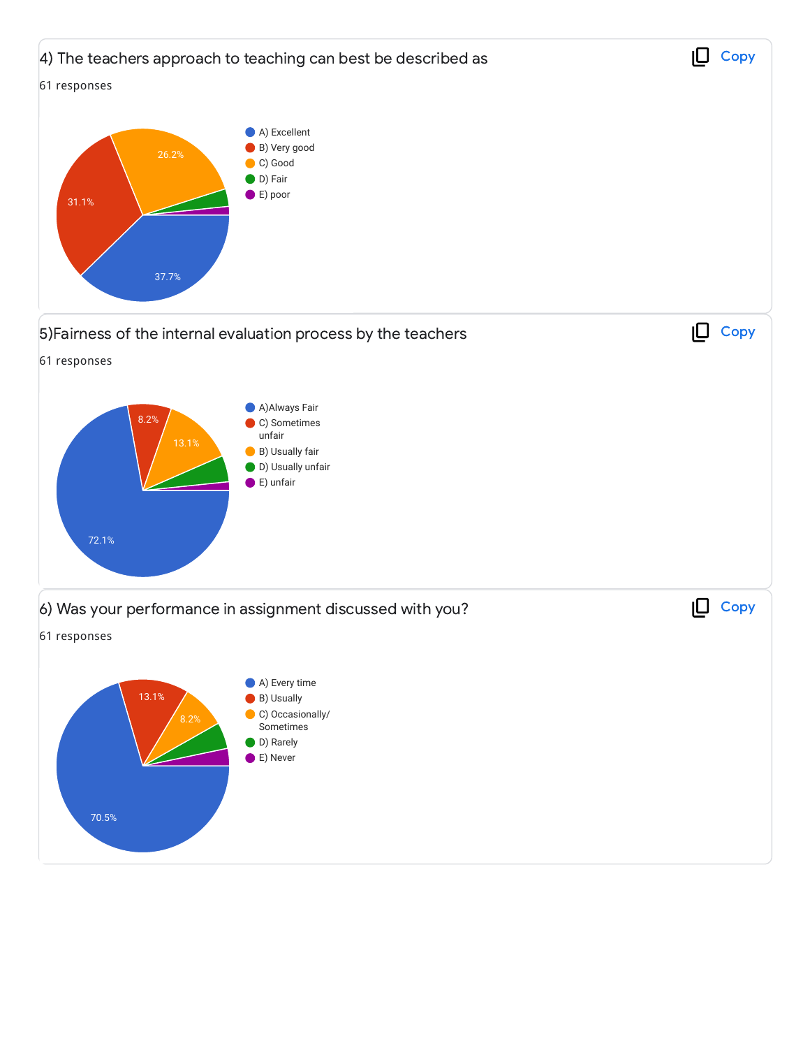4) The teachers approach to teaching can best be described as

61 responses

- A) Excellent
- B) Very good
- C) Good
- D) Fair
- E) poor

37.7%
31.1%
26.2%

5)Fairness of the internal evaluation process by the teachers

61 responses

- A)Always Fair
- C) Sometimes unfair
- B) Usually fair
- D) Usually unfair
- E) unfair

72.1%
8.2%
13.1%

6) Was your performance in assignment discussed with you?

61 responses

- A) Every time
- B) Usually
- C) Occasionally/ Sometimes
- D) Rarely
- E) Never

70.5%
13.1%
8.2%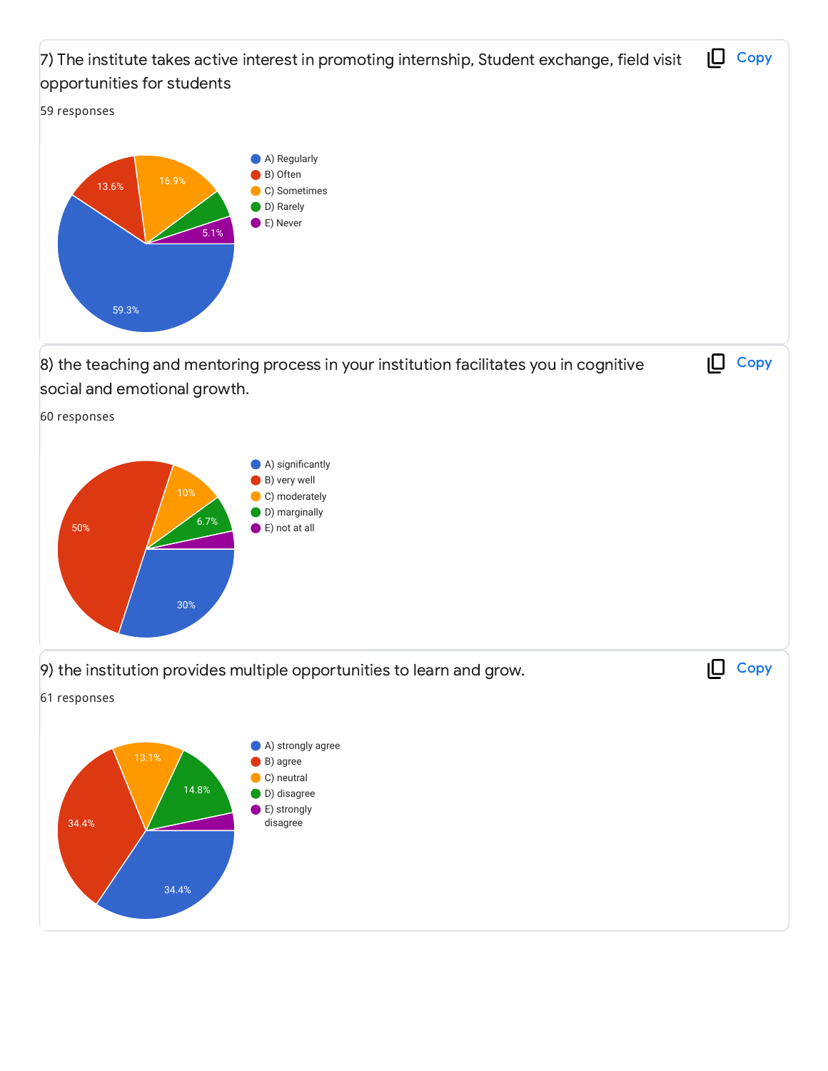7) The institute takes active interest in promoting internship, Student exchange, field visit opportunities for students

59 responses

- A) Regularly
- B) Often
- C) Sometimes
- D) Rarely
- E) Never

59.3%
13.6%
16.9%
5.1%

8) the teaching and mentoring process in your institution facilitates you in cognitive social and emotional growth.

60 responses

- A) significantly
- B) very well
- C) moderately
- D) marginally
- E) not at all

30%
50%
10%
6.7%

9) the institution provides multiple opportunities to learn and grow.

61 responses

- A) strongly agree
- B) agree
- C) neutral
- D) disagree
- E) strongly disagree

34.4%
34.4%
13.1%
14.8%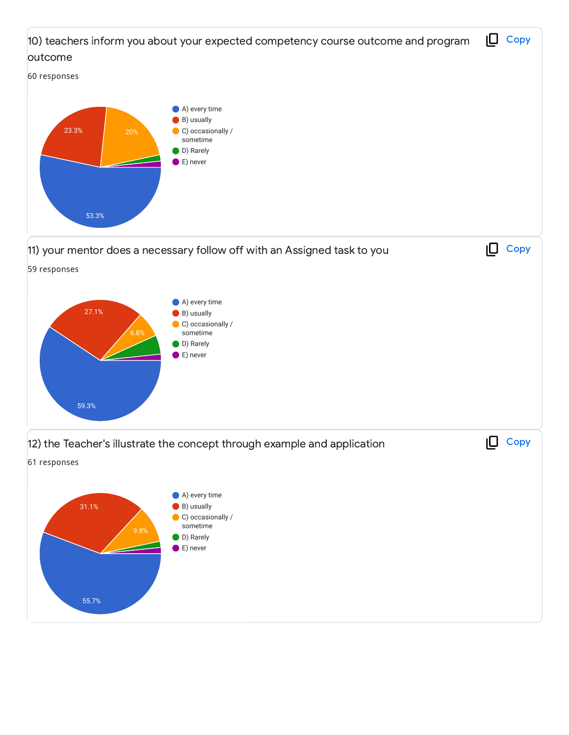10) teachers inform you about your expected competency course outcome and program outcome

60 responses

- A) every time
- B) usually
- C) occasionally / sometime
- D) Rarely
- E) never

53.3%
23.3%
20%

11) your mentor does a necessary follow off with an Assigned task to you

59 responses

- A) every time
- B) usually
- C) occasionally / sometime
- D) Rarely
- E) never

59.3%
27.1%
6.8%

12) the Teacher's illustrate the concept through example and application

61 responses

- A) every time
- B) usually
- C) occasionally / sometime
- D) Rarely
- E) never

55.7%
31.1%
9.8%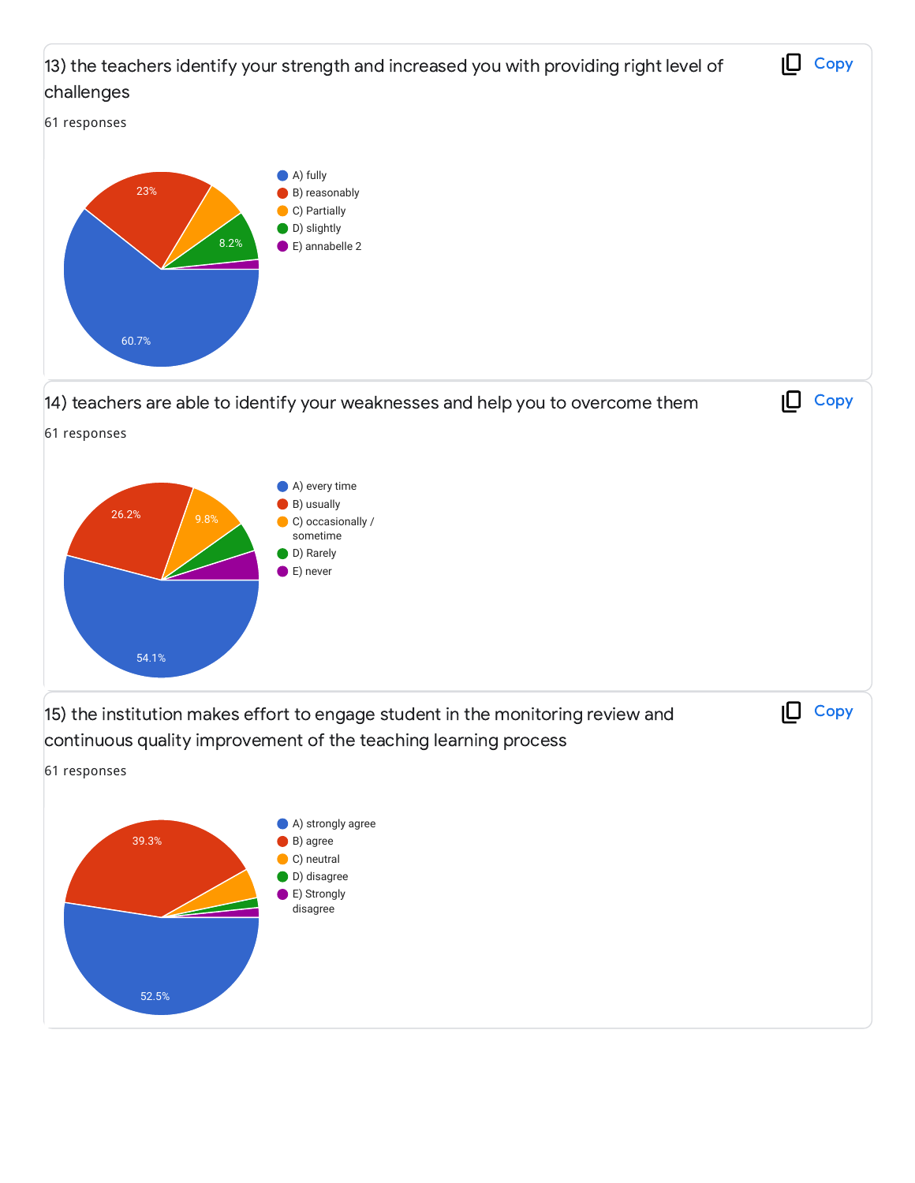13) the teachers identify your strength and increased you with providing right level of challenges

61 responses

- A) fully
- B) reasonably
- C) Partially
- D) slightly
- E) annabelle 2

60.7%
23%
8.2%

14) teachers are able to identify your weaknesses and help you to overcome them

61 responses

- A) every time
- B) usually
- C) occasionally / sometime
- D) Rarely
- E) never

54.1%
26.2%
9.8%

15) the institution makes effort to engage student in the monitoring review and continuous quality improvement of the teaching learning process

61 responses

- A) strongly agree
- B) agree
- C) neutral
- D) disagree
- E) Strongly disagree

52.5%
39.3%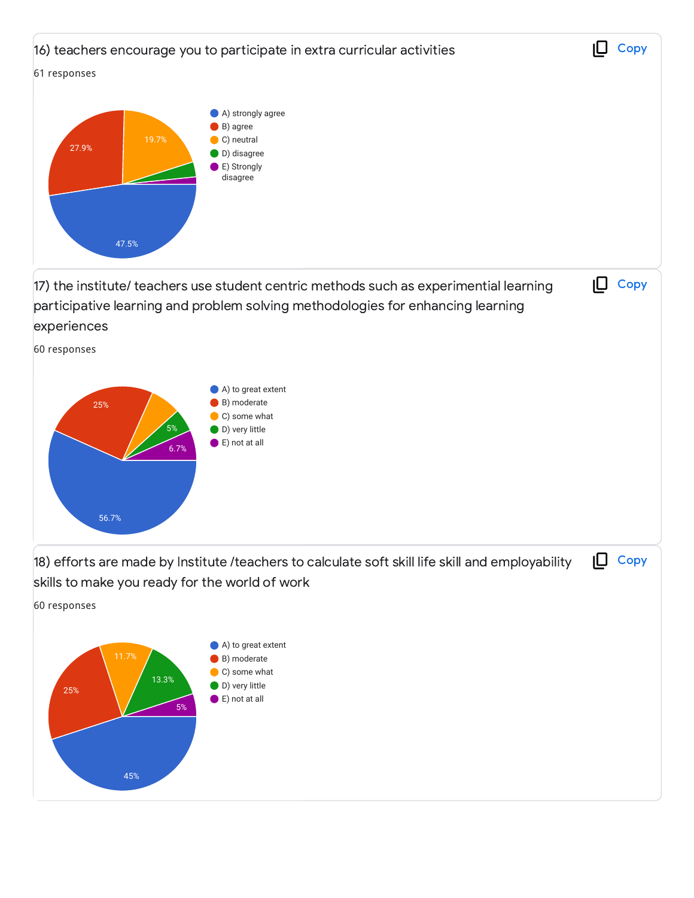16) teachers encourage you to participate in extra curricular activities

61 responses

- A) strongly agree — 47.5%
- B) agree — 27.9%
- C) neutral — 19.7%
- D) disagree
- E) Strongly disagree

17) the institute/ teachers use student centric methods such as experimential learning participative learning and problem solving methodologies for enhancing learning experiences

60 responses

- A) to great extent — 56.7%
- B) moderate — 25%
- C) some what
- D) very little — 5%
- E) not at all — 6.7%

18) efforts are made by Institute /teachers to calculate soft skill life skill and employability skills to make you ready for the world of work

60 responses

- A) to great extent — 45%
- B) moderate — 25%
- C) some what — 11.7%
- D) very little — 13.3%
- E) not at all — 5%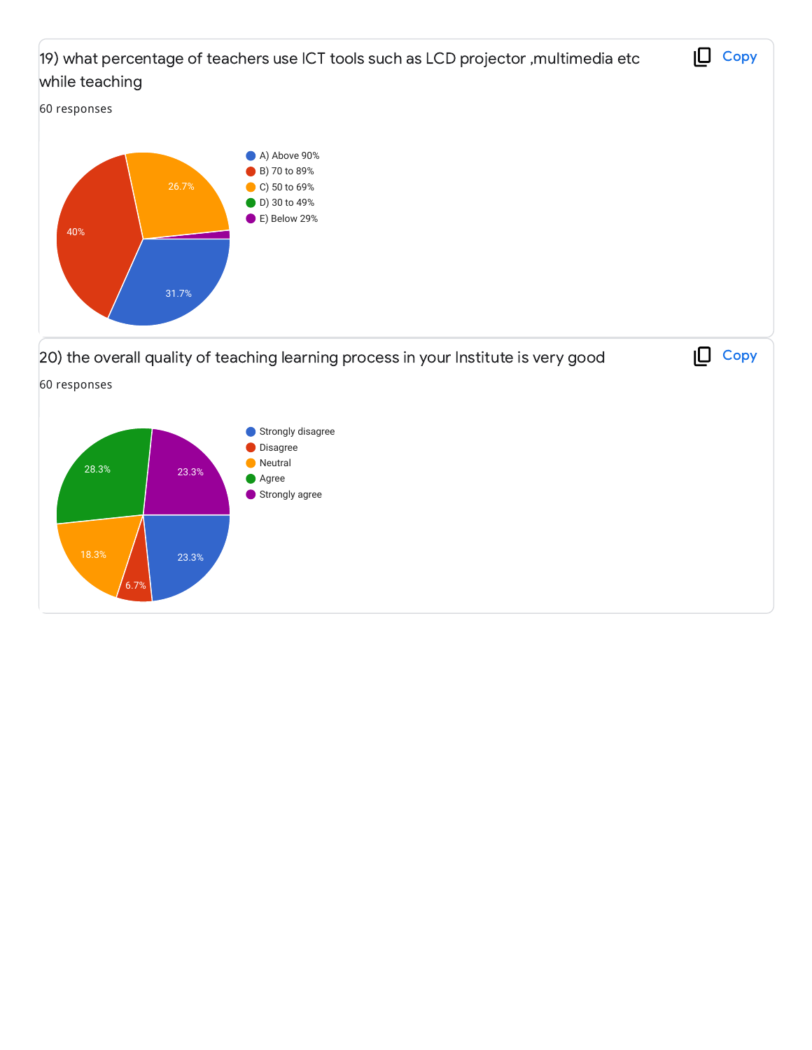19) what percentage of teachers use ICT tools such as LCD projector ,multimedia etc while teaching

60 responses

- A) Above 90% — 31.7%
- B) 70 to 89% — 40%
- C) 50 to 69% — 26.7%
- D) 30 to 49%
- E) Below 29%

20) the overall quality of teaching learning process in your Institute is very good

60 responses

- Strongly disagree — 23.3%
- Disagree — 6.7%
- Neutral — 18.3%
- Agree — 28.3%
- Strongly agree — 23.3%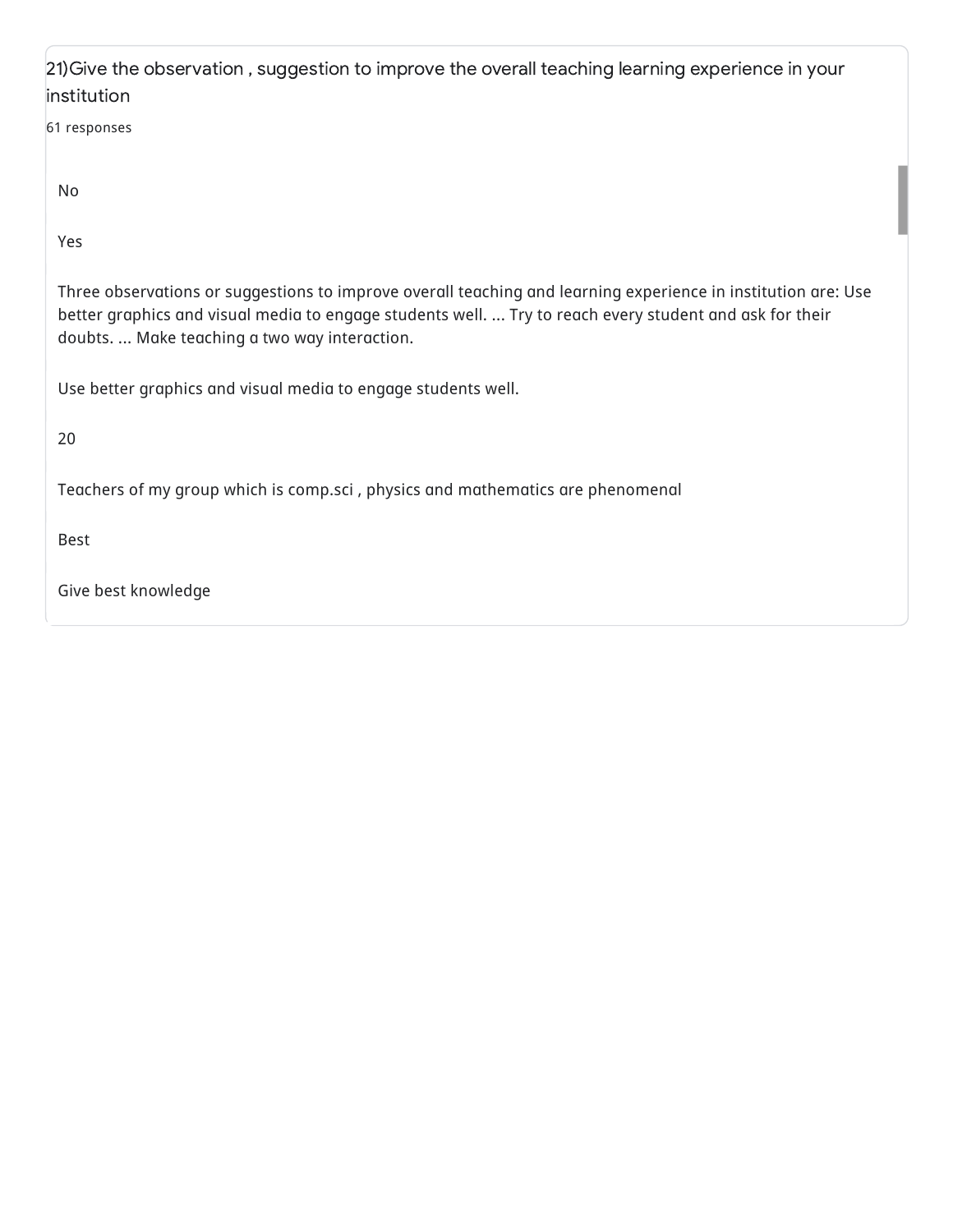21)Give the observation , suggestion to improve the overall teaching learning experience in your institution

61 responses

No

Yes

Three observations or suggestions to improve overall teaching and learning experience in institution are: Use better graphics and visual media to engage students well. ... Try to reach every student and ask for their doubts. ... Make teaching a two way interaction.

Use better graphics and visual media to engage students well.

20

Teachers of my group which is comp.sci , physics and mathematics are phenomenal

Best

Give best knowledge